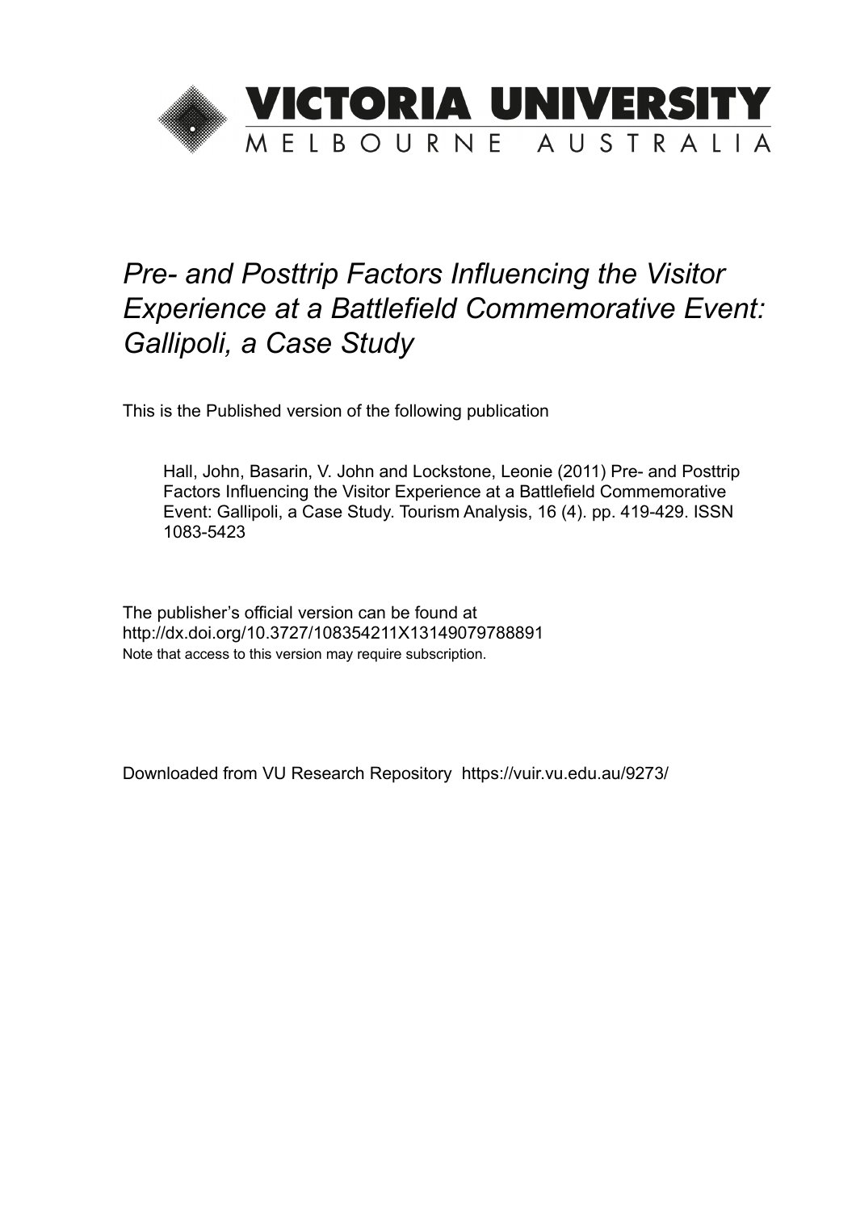# VICTORIA UNIVERSITY
MELBOURNE AUSTRALIA

*Pre- and Posttrip Factors Influencing the Visitor Experience at a Battlefield Commemorative Event: Gallipoli, a Case Study*

This is the Published version of the following publication

Hall, John, Basarin, V. John and Lockstone, Leonie (2011) Pre- and Posttrip Factors Influencing the Visitor Experience at a Battlefield Commemorative Event: Gallipoli, a Case Study. Tourism Analysis, 16 (4). pp. 419-429. ISSN 1083-5423

The publisher's official version can be found at
http://dx.doi.org/10.3727/108354211X13149079788891
Note that access to this version may require subscription.

Downloaded from VU Research Repository https://vuir.vu.edu.au/9273/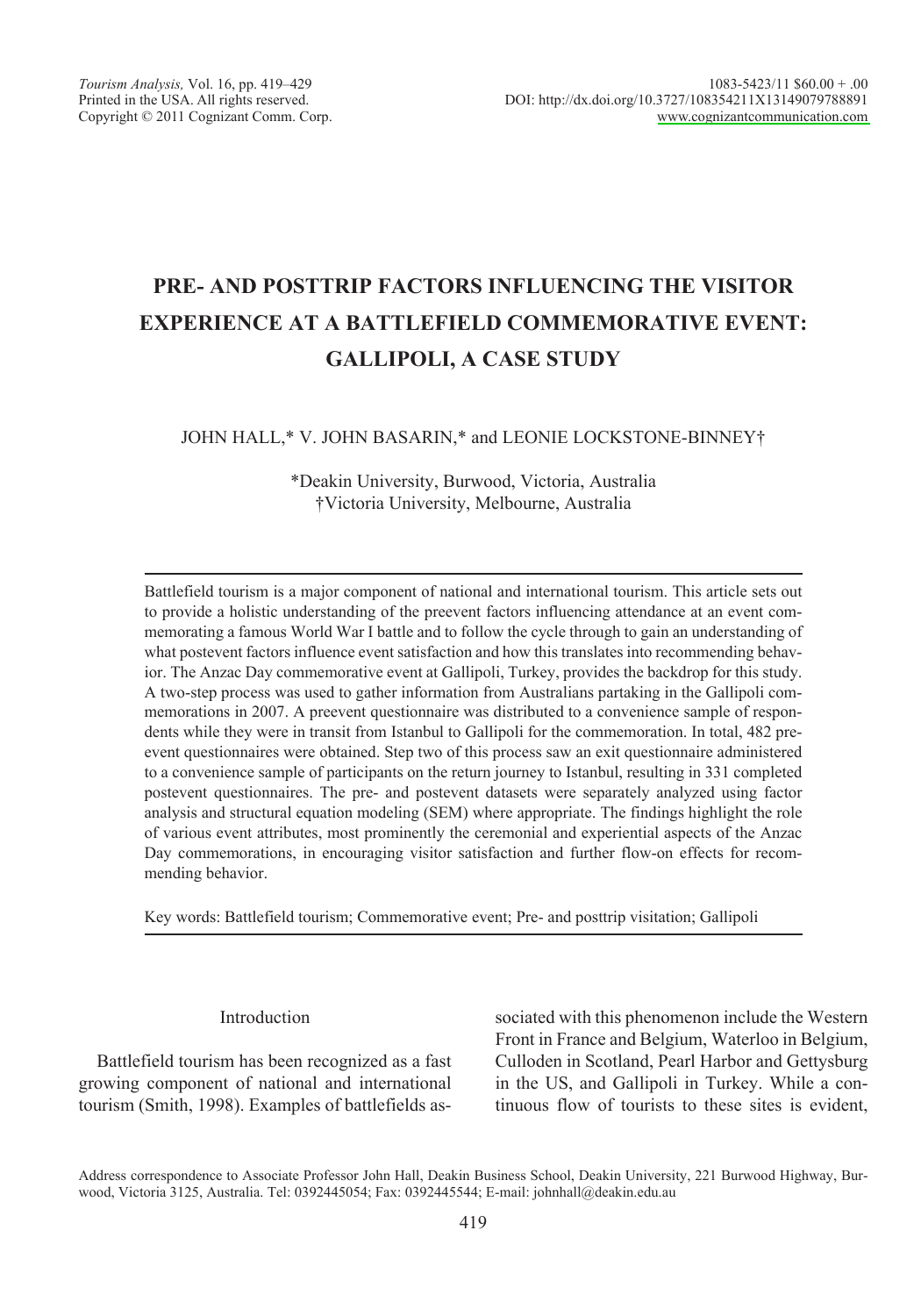# PRE- AND POSTTRIP FACTORS INFLUENCING THE VISITOR EXPERIENCE AT A BATTLEFIELD COMMEMORATIVE EVENT: GALLIPOLI, A CASE STUDY

JOHN HALL,* V. JOHN BASARIN,* and LEONIE LOCKSTONE-BINNEY†

*Deakin University, Burwood, Victoria, Australia
†Victoria University, Melbourne, Australia

Battlefield tourism is a major component of national and international tourism. This article sets out to provide a holistic understanding of the preevent factors influencing attendance at an event commemorating a famous World War I battle and to follow the cycle through to gain an understanding of what postevent factors influence event satisfaction and how this translates into recommending behavior. The Anzac Day commemorative event at Gallipoli, Turkey, provides the backdrop for this study. A two-step process was used to gather information from Australians partaking in the Gallipoli commemorations in 2007. A preevent questionnaire was distributed to a convenience sample of respondents while they were in transit from Istanbul to Gallipoli for the commemoration. In total, 482 preevent questionnaires were obtained. Step two of this process saw an exit questionnaire administered to a convenience sample of participants on the return journey to Istanbul, resulting in 331 completed postevent questionnaires. The pre- and postevent datasets were separately analyzed using factor analysis and structural equation modeling (SEM) where appropriate. The findings highlight the role of various event attributes, most prominently the ceremonial and experiential aspects of the Anzac Day commemorations, in encouraging visitor satisfaction and further flow-on effects for recommending behavior.

Key words: Battlefield tourism; Commemorative event; Pre- and posttrip visitation; Gallipoli

## Introduction

Battlefield tourism has been recognized as a fast growing component of national and international tourism (Smith, 1998). Examples of battlefields associated with this phenomenon include the Western Front in France and Belgium, Waterloo in Belgium, Culloden in Scotland, Pearl Harbor and Gettysburg in the US, and Gallipoli in Turkey. While a continuous flow of tourists to these sites is evident,

Address correspondence to Associate Professor John Hall, Deakin Business School, Deakin University, 221 Burwood Highway, Burwood, Victoria 3125, Australia. Tel: 0392445054; Fax: 0392445544; E-mail: johnhall@deakin.edu.au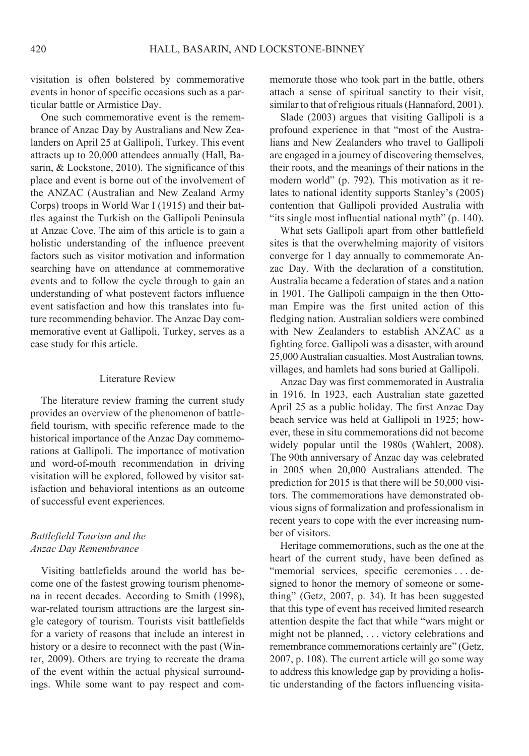visitation is often bolstered by commemorative events in honor of specific occasions such as a particular battle or Armistice Day.

One such commemorative event is the remembrance of Anzac Day by Australians and New Zealanders on April 25 at Gallipoli, Turkey. This event attracts up to 20,000 attendees annually (Hall, Basarin, & Lockstone, 2010). The significance of this place and event is borne out of the involvement of the ANZAC (Australian and New Zealand Army Corps) troops in World War I (1915) and their battles against the Turkish on the Gallipoli Peninsula at Anzac Cove. The aim of this article is to gain a holistic understanding of the influence preevent factors such as visitor motivation and information searching have on attendance at commemorative events and to follow the cycle through to gain an understanding of what postevent factors influence event satisfaction and how this translates into future recommending behavior. The Anzac Day commemorative event at Gallipoli, Turkey, serves as a case study for this article.

## Literature Review

The literature review framing the current study provides an overview of the phenomenon of battlefield tourism, with specific reference made to the historical importance of the Anzac Day commemorations at Gallipoli. The importance of motivation and word-of-mouth recommendation in driving visitation will be explored, followed by visitor satisfaction and behavioral intentions as an outcome of successful event experiences.

### *Battlefield Tourism and the Anzac Day Remembrance*

Visiting battlefields around the world has become one of the fastest growing tourism phenomena in recent decades. According to Smith (1998), war-related tourism attractions are the largest single category of tourism. Tourists visit battlefields for a variety of reasons that include an interest in history or a desire to reconnect with the past (Winter, 2009). Others are trying to recreate the drama of the event within the actual physical surroundings. While some want to pay respect and commemorate those who took part in the battle, others attach a sense of spiritual sanctity to their visit, similar to that of religious rituals (Hannaford, 2001).

Slade (2003) argues that visiting Gallipoli is a profound experience in that "most of the Australians and New Zealanders who travel to Gallipoli are engaged in a journey of discovering themselves, their roots, and the meanings of their nations in the modern world" (p. 792). This motivation as it relates to national identity supports Stanley's (2005) contention that Gallipoli provided Australia with "its single most influential national myth" (p. 140).

What sets Gallipoli apart from other battlefield sites is that the overwhelming majority of visitors converge for 1 day annually to commemorate Anzac Day. With the declaration of a constitution, Australia became a federation of states and a nation in 1901. The Gallipoli campaign in the then Ottoman Empire was the first united action of this fledging nation. Australian soldiers were combined with New Zealanders to establish ANZAC as a fighting force. Gallipoli was a disaster, with around 25,000 Australian casualties. Most Australian towns, villages, and hamlets had sons buried at Gallipoli.

Anzac Day was first commemorated in Australia in 1916. In 1923, each Australian state gazetted April 25 as a public holiday. The first Anzac Day beach service was held at Gallipoli in 1925; however, these in situ commemorations did not become widely popular until the 1980s (Wahlert, 2008). The 90th anniversary of Anzac day was celebrated in 2005 when 20,000 Australians attended. The prediction for 2015 is that there will be 50,000 visitors. The commemorations have demonstrated obvious signs of formalization and professionalism in recent years to cope with the ever increasing number of visitors.

Heritage commemorations, such as the one at the heart of the current study, have been defined as "memorial services, specific ceremonies . . . designed to honor the memory of someone or something" (Getz, 2007, p. 34). It has been suggested that this type of event has received limited research attention despite the fact that while "wars might or might not be planned, . . . victory celebrations and remembrance commemorations certainly are" (Getz, 2007, p. 108). The current article will go some way to address this knowledge gap by providing a holistic understanding of the factors influencing visita-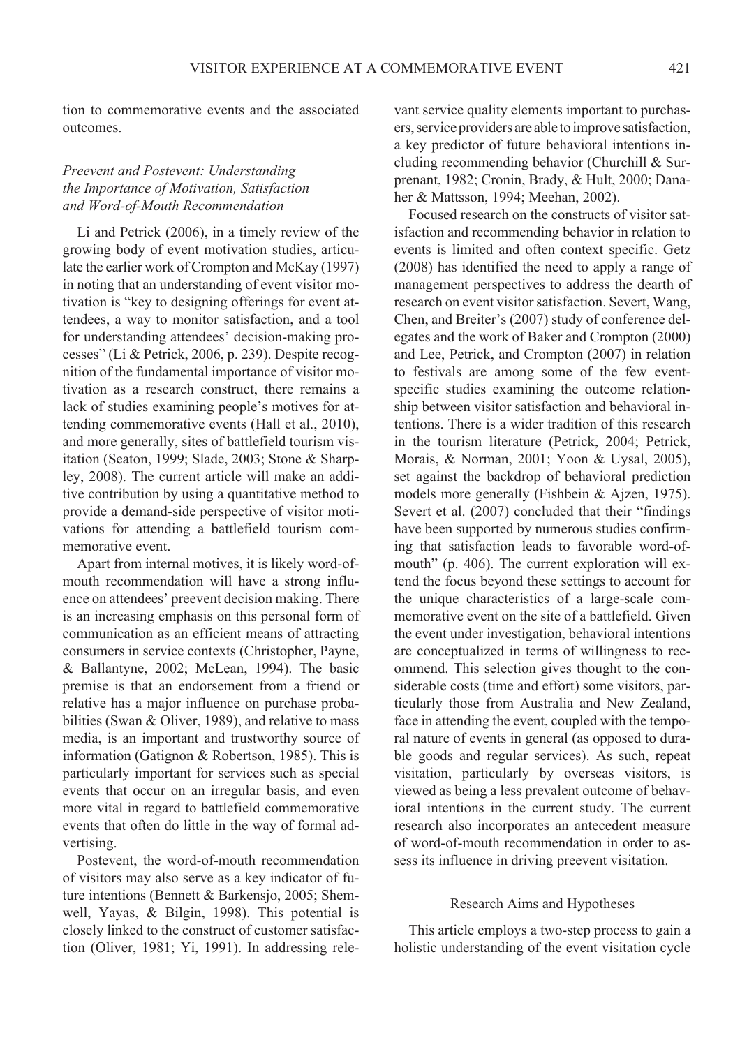tion to commemorative events and the associated outcomes.

### *Preevent and Postevent: Understanding the Importance of Motivation, Satisfaction and Word-of-Mouth Recommendation*

Li and Petrick (2006), in a timely review of the growing body of event motivation studies, articulate the earlier work of Crompton and McKay (1997) in noting that an understanding of event visitor motivation is "key to designing offerings for event attendees, a way to monitor satisfaction, and a tool for understanding attendees' decision-making processes" (Li & Petrick, 2006, p. 239). Despite recognition of the fundamental importance of visitor motivation as a research construct, there remains a lack of studies examining people's motives for attending commemorative events (Hall et al., 2010), and more generally, sites of battlefield tourism visitation (Seaton, 1999; Slade, 2003; Stone & Sharpley, 2008). The current article will make an additive contribution by using a quantitative method to provide a demand-side perspective of visitor motivations for attending a battlefield tourism commemorative event.

Apart from internal motives, it is likely word-of-mouth recommendation will have a strong influence on attendees' preevent decision making. There is an increasing emphasis on this personal form of communication as an efficient means of attracting consumers in service contexts (Christopher, Payne, & Ballantyne, 2002; McLean, 1994). The basic premise is that an endorsement from a friend or relative has a major influence on purchase probabilities (Swan & Oliver, 1989), and relative to mass media, is an important and trustworthy source of information (Gatignon & Robertson, 1985). This is particularly important for services such as special events that occur on an irregular basis, and even more vital in regard to battlefield commemorative events that often do little in the way of formal advertising.

Postevent, the word-of-mouth recommendation of visitors may also serve as a key indicator of future intentions (Bennett & Barkensjo, 2005; Shemwell, Yayas, & Bilgin, 1998). This potential is closely linked to the construct of customer satisfaction (Oliver, 1981; Yi, 1991). In addressing relevant service quality elements important to purchasers, service providers are able to improve satisfaction, a key predictor of future behavioral intentions including recommending behavior (Churchill & Surprenant, 1982; Cronin, Brady, & Hult, 2000; Danaher & Mattsson, 1994; Meehan, 2002).

Focused research on the constructs of visitor satisfaction and recommending behavior in relation to events is limited and often context specific. Getz (2008) has identified the need to apply a range of management perspectives to address the dearth of research on event visitor satisfaction. Severt, Wang, Chen, and Breiter's (2007) study of conference delegates and the work of Baker and Crompton (2000) and Lee, Petrick, and Crompton (2007) in relation to festivals are among some of the few event-specific studies examining the outcome relationship between visitor satisfaction and behavioral intentions. There is a wider tradition of this research in the tourism literature (Petrick, 2004; Petrick, Morais, & Norman, 2001; Yoon & Uysal, 2005), set against the backdrop of behavioral prediction models more generally (Fishbein & Ajzen, 1975). Severt et al. (2007) concluded that their "findings have been supported by numerous studies confirming that satisfaction leads to favorable word-of-mouth" (p. 406). The current exploration will extend the focus beyond these settings to account for the unique characteristics of a large-scale commemorative event on the site of a battlefield. Given the event under investigation, behavioral intentions are conceptualized in terms of willingness to recommend. This selection gives thought to the considerable costs (time and effort) some visitors, particularly those from Australia and New Zealand, face in attending the event, coupled with the temporal nature of events in general (as opposed to durable goods and regular services). As such, repeat visitation, particularly by overseas visitors, is viewed as being a less prevalent outcome of behavioral intentions in the current study. The current research also incorporates an antecedent measure of word-of-mouth recommendation in order to assess its influence in driving preevent visitation.

## Research Aims and Hypotheses

This article employs a two-step process to gain a holistic understanding of the event visitation cycle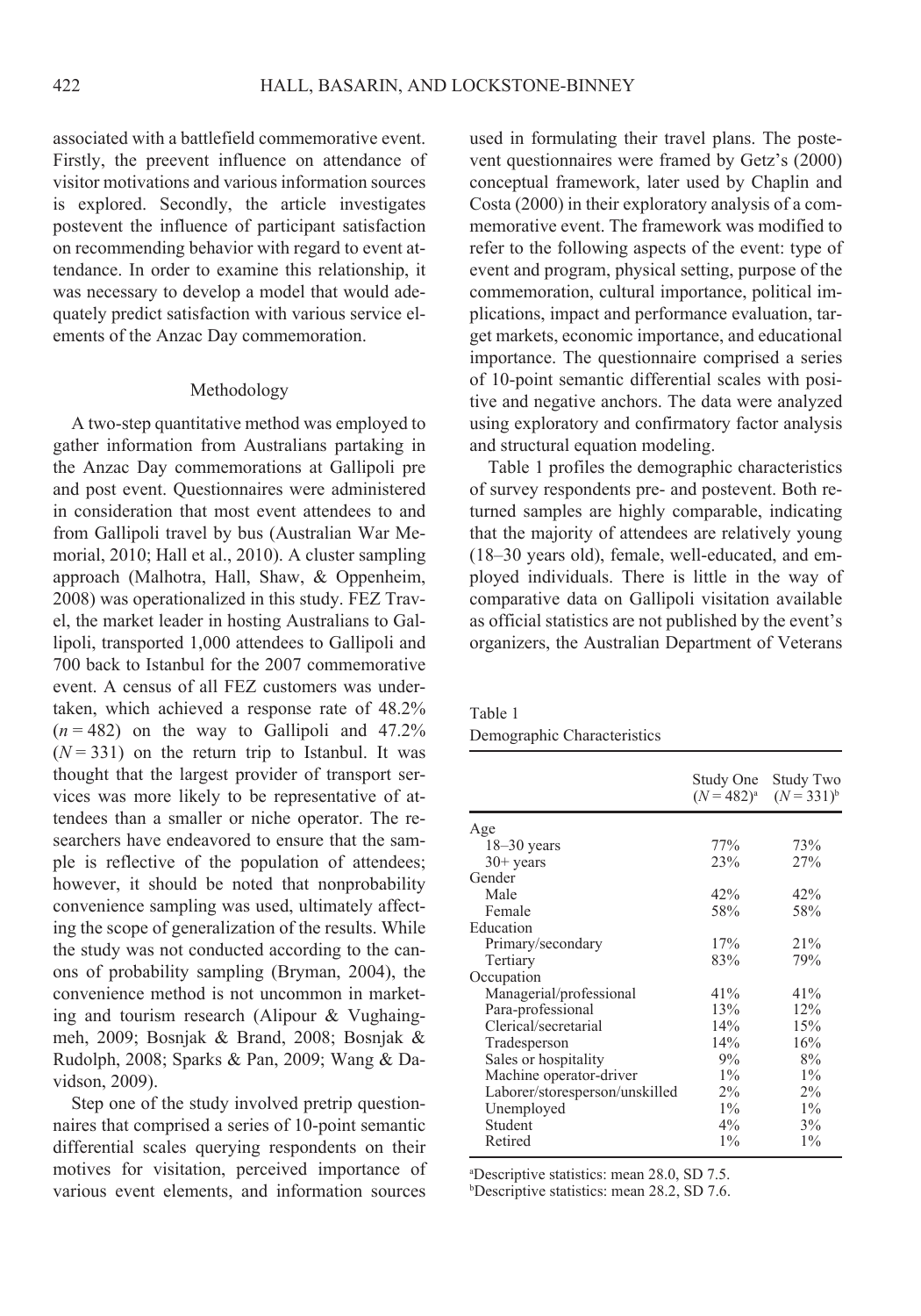associated with a battlefield commemorative event. Firstly, the preevent influence on attendance of visitor motivations and various information sources is explored. Secondly, the article investigates postevent the influence of participant satisfaction on recommending behavior with regard to event attendance. In order to examine this relationship, it was necessary to develop a model that would adequately predict satisfaction with various service elements of the Anzac Day commemoration.

## Methodology

A two-step quantitative method was employed to gather information from Australians partaking in the Anzac Day commemorations at Gallipoli pre and post event. Questionnaires were administered in consideration that most event attendees to and from Gallipoli travel by bus (Australian War Memorial, 2010; Hall et al., 2010). A cluster sampling approach (Malhotra, Hall, Shaw, & Oppenheim, 2008) was operationalized in this study. FEZ Travel, the market leader in hosting Australians to Gallipoli, transported 1,000 attendees to Gallipoli and 700 back to Istanbul for the 2007 commemorative event. A census of all FEZ customers was undertaken, which achieved a response rate of 48.2% ($n = 482$) on the way to Gallipoli and 47.2% ($N = 331$) on the return trip to Istanbul. It was thought that the largest provider of transport services was more likely to be representative of attendees than a smaller or niche operator. The researchers have endeavored to ensure that the sample is reflective of the population of attendees; however, it should be noted that nonprobability convenience sampling was used, ultimately affecting the scope of generalization of the results. While the study was not conducted according to the canons of probability sampling (Bryman, 2004), the convenience method is not uncommon in marketing and tourism research (Alipour & Vughaingmeh, 2009; Bosnjak & Brand, 2008; Bosnjak & Rudolph, 2008; Sparks & Pan, 2009; Wang & Davidson, 2009).

Step one of the study involved pretrip questionnaires that comprised a series of 10-point semantic differential scales querying respondents on their motives for visitation, perceived importance of various event elements, and information sources used in formulating their travel plans. The postevent questionnaires were framed by Getz's (2000) conceptual framework, later used by Chaplin and Costa (2000) in their exploratory analysis of a commemorative event. The framework was modified to refer to the following aspects of the event: type of event and program, physical setting, purpose of the commemoration, cultural importance, political implications, impact and performance evaluation, target markets, economic importance, and educational importance. The questionnaire comprised a series of 10-point semantic differential scales with positive and negative anchors. The data were analyzed using exploratory and confirmatory factor analysis and structural equation modeling.

Table 1 profiles the demographic characteristics of survey respondents pre- and postevent. Both returned samples are highly comparable, indicating that the majority of attendees are relatively young (18–30 years old), female, well-educated, and employed individuals. There is little in the way of comparative data on Gallipoli visitation available as official statistics are not published by the event's organizers, the Australian Department of Veterans

Table 1
Demographic Characteristics

| | Study One ($N = 482$)[a] | Study Two ($N = 331$)[b] |
|---|---|---|
| Age | | |
| 18–30 years | 77% | 73% |
| 30+ years | 23% | 27% |
| Gender | | |
| Male | 42% | 42% |
| Female | 58% | 58% |
| Education | | |
| Primary/secondary | 17% | 21% |
| Tertiary | 83% | 79% |
| Occupation | | |
| Managerial/professional | 41% | 41% |
| Para-professional | 13% | 12% |
| Clerical/secretarial | 14% | 15% |
| Tradesperson | 14% | 16% |
| Sales or hospitality | 9% | 8% |
| Machine operator-driver | 1% | 1% |
| Laborer/storesperson/unskilled | 2% | 2% |
| Unemployed | 1% | 1% |
| Student | 4% | 3% |
| Retired | 1% | 1% |

[a]Descriptive statistics: mean 28.0, SD 7.5.
[b]Descriptive statistics: mean 28.2, SD 7.6.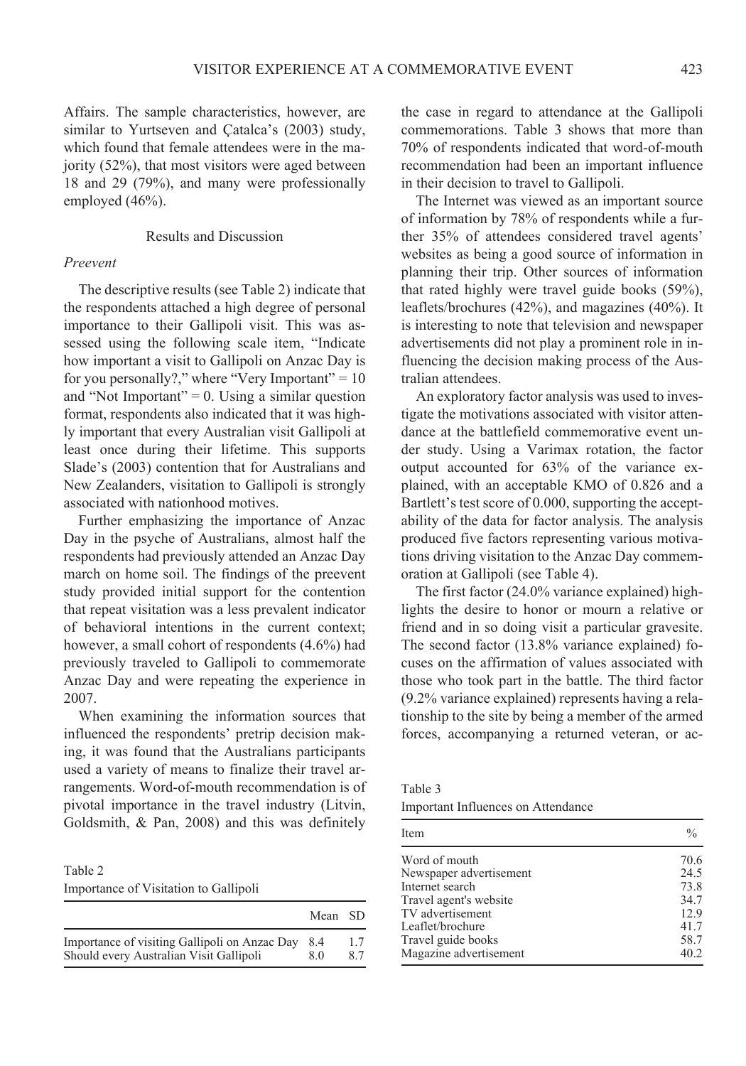Affairs. The sample characteristics, however, are similar to Yurtseven and Çatalca's (2003) study, which found that female attendees were in the majority (52%), that most visitors were aged between 18 and 29 (79%), and many were professionally employed (46%).

## Results and Discussion

### *Preevent*

The descriptive results (see Table 2) indicate that the respondents attached a high degree of personal importance to their Gallipoli visit. This was assessed using the following scale item, "Indicate how important a visit to Gallipoli on Anzac Day is for you personally?," where "Very Important" = 10 and "Not Important" = 0. Using a similar question format, respondents also indicated that it was highly important that every Australian visit Gallipoli at least once during their lifetime. This supports Slade's (2003) contention that for Australians and New Zealanders, visitation to Gallipoli is strongly associated with nationhood motives.

Further emphasizing the importance of Anzac Day in the psyche of Australians, almost half the respondents had previously attended an Anzac Day march on home soil. The findings of the preevent study provided initial support for the contention that repeat visitation was a less prevalent indicator of behavioral intentions in the current context; however, a small cohort of respondents (4.6%) had previously traveled to Gallipoli to commemorate Anzac Day and were repeating the experience in 2007.

When examining the information sources that influenced the respondents' pretrip decision making, it was found that the Australians participants used a variety of means to finalize their travel arrangements. Word-of-mouth recommendation is of pivotal importance in the travel industry (Litvin, Goldsmith, & Pan, 2008) and this was definitely the case in regard to attendance at the Gallipoli commemorations. Table 3 shows that more than 70% of respondents indicated that word-of-mouth recommendation had been an important influence in their decision to travel to Gallipoli.

Table 2
Importance of Visitation to Gallipoli

| | Mean | SD |
|---|---|---|
| Importance of visiting Gallipoli on Anzac Day | 8.4 | 1.7 |
| Should every Australian Visit Gallipoli | 8.0 | 8.7 |

The Internet was viewed as an important source of information by 78% of respondents while a further 35% of attendees considered travel agents' websites as being a good source of information in planning their trip. Other sources of information that rated highly were travel guide books (59%), leaflets/brochures (42%), and magazines (40%). It is interesting to note that television and newspaper advertisements did not play a prominent role in influencing the decision making process of the Australian attendees.

An exploratory factor analysis was used to investigate the motivations associated with visitor attendance at the battlefield commemorative event under study. Using a Varimax rotation, the factor output accounted for 63% of the variance explained, with an acceptable KMO of 0.826 and a Bartlett's test score of 0.000, supporting the acceptability of the data for factor analysis. The analysis produced five factors representing various motivations driving visitation to the Anzac Day commemoration at Gallipoli (see Table 4).

The first factor (24.0% variance explained) highlights the desire to honor or mourn a relative or friend and in so doing visit a particular gravesite. The second factor (13.8% variance explained) focuses on the affirmation of values associated with those who took part in the battle. The third factor (9.2% variance explained) represents having a relationship to the site by being a member of the armed forces, accompanying a returned veteran, or ac-

Table 3
Important Influences on Attendance

| Item | % |
|---|---|
| Word of mouth | 70.6 |
| Newspaper advertisement | 24.5 |
| Internet search | 73.8 |
| Travel agent's website | 34.7 |
| TV advertisement | 12.9 |
| Leaflet/brochure | 41.7 |
| Travel guide books | 58.7 |
| Magazine advertisement | 40.2 |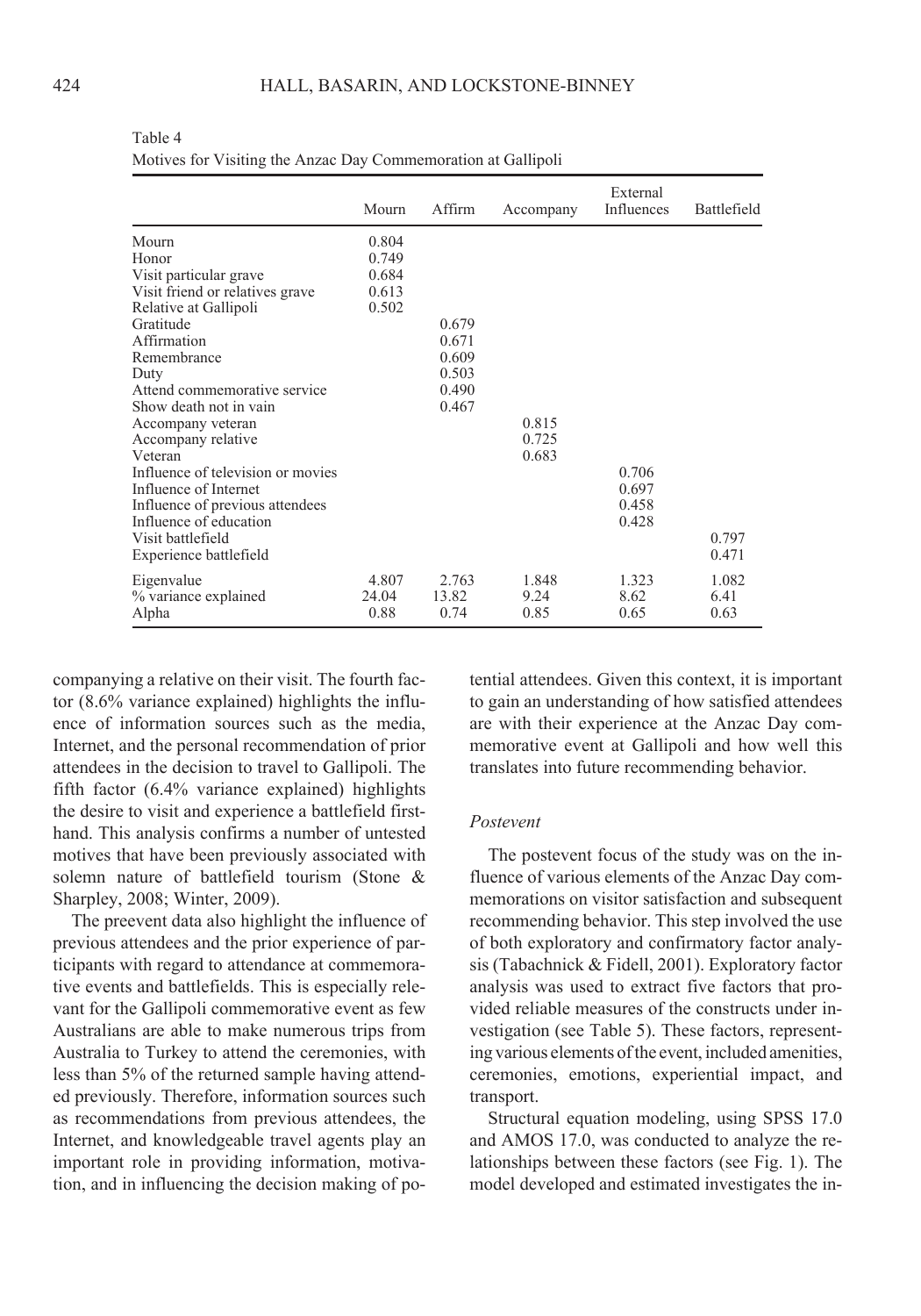Table 4

Motives for Visiting the Anzac Day Commemoration at Gallipoli

| | Mourn | Affirm | Accompany | External Influences | Battlefield |
|---|---|---|---|---|---|
| Mourn | 0.804 | | | | |
| Honor | 0.749 | | | | |
| Visit particular grave | 0.684 | | | | |
| Visit friend or relatives grave | 0.613 | | | | |
| Relative at Gallipoli | 0.502 | | | | |
| Gratitude | | 0.679 | | | |
| Affirmation | | 0.671 | | | |
| Remembrance | | 0.609 | | | |
| Duty | | 0.503 | | | |
| Attend commemorative service | | 0.490 | | | |
| Show death not in vain | | 0.467 | | | |
| Accompany veteran | | | 0.815 | | |
| Accompany relative | | | 0.725 | | |
| Veteran | | | 0.683 | | |
| Influence of television or movies | | | | 0.706 | |
| Influence of Internet | | | | 0.697 | |
| Influence of previous attendees | | | | 0.458 | |
| Influence of education | | | | 0.428 | |
| Visit battlefield | | | | | 0.797 |
| Experience battlefield | | | | | 0.471 |
| Eigenvalue | 4.807 | 2.763 | 1.848 | 1.323 | 1.082 |
| % variance explained | 24.04 | 13.82 | 9.24 | 8.62 | 6.41 |
| Alpha | 0.88 | 0.74 | 0.85 | 0.65 | 0.63 |

companying a relative on their visit. The fourth factor (8.6% variance explained) highlights the influence of information sources such as the media, Internet, and the personal recommendation of prior attendees in the decision to travel to Gallipoli. The fifth factor (6.4% variance explained) highlights the desire to visit and experience a battlefield firsthand. This analysis confirms a number of untested motives that have been previously associated with solemn nature of battlefield tourism (Stone & Sharpley, 2008; Winter, 2009).

The preevent data also highlight the influence of previous attendees and the prior experience of participants with regard to attendance at commemorative events and battlefields. This is especially relevant for the Gallipoli commemorative event as few Australians are able to make numerous trips from Australia to Turkey to attend the ceremonies, with less than 5% of the returned sample having attended previously. Therefore, information sources such as recommendations from previous attendees, the Internet, and knowledgeable travel agents play an important role in providing information, motivation, and in influencing the decision making of potential attendees. Given this context, it is important to gain an understanding of how satisfied attendees are with their experience at the Anzac Day commemorative event at Gallipoli and how well this translates into future recommending behavior.

### *Postevent*

The postevent focus of the study was on the influence of various elements of the Anzac Day commemorations on visitor satisfaction and subsequent recommending behavior. This step involved the use of both exploratory and confirmatory factor analysis (Tabachnick & Fidell, 2001). Exploratory factor analysis was used to extract five factors that provided reliable measures of the constructs under investigation (see Table 5). These factors, representing various elements of the event, included amenities, ceremonies, emotions, experiential impact, and transport.

Structural equation modeling, using SPSS 17.0 and AMOS 17.0, was conducted to analyze the relationships between these factors (see Fig. 1). The model developed and estimated investigates the in-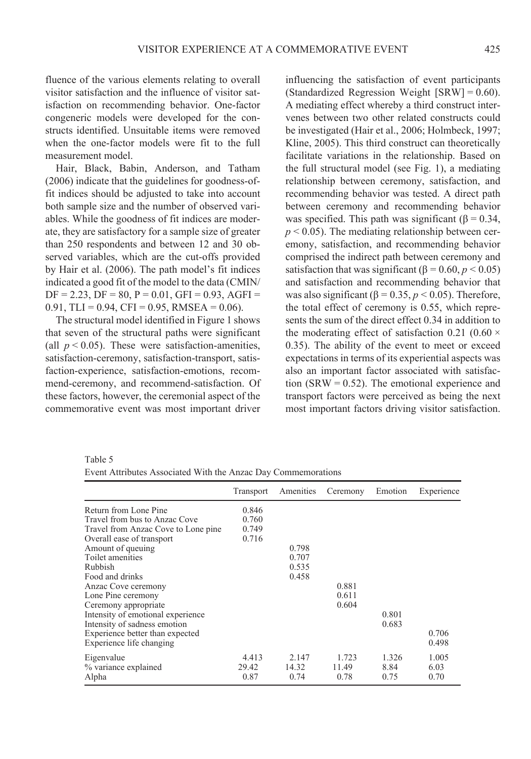fluence of the various elements relating to overall visitor satisfaction and the influence of visitor satisfaction on recommending behavior. One-factor congeneric models were developed for the constructs identified. Unsuitable items were removed when the one-factor models were fit to the full measurement model.

Hair, Black, Babin, Anderson, and Tatham (2006) indicate that the guidelines for goodness-of-fit indices should be adjusted to take into account both sample size and the number of observed variables. While the goodness of fit indices are moderate, they are satisfactory for a sample size of greater than 250 respondents and between 12 and 30 observed variables, which are the cut-offs provided by Hair et al. (2006). The path model's fit indices indicated a good fit of the model to the data (CMIN/DF = 2.23, DF = 80, P = 0.01, GFI = 0.93, AGFI = 0.91, TLI = 0.94, CFI = 0.95, RMSEA = 0.06).

The structural model identified in Figure 1 shows that seven of the structural paths were significant (all $p < 0.05$). These were satisfaction-amenities, satisfaction-ceremony, satisfaction-transport, satisfaction-experience, satisfaction-emotions, recommend-ceremony, and recommend-satisfaction. Of these factors, however, the ceremonial aspect of the commemorative event was most important driver influencing the satisfaction of event participants (Standardized Regression Weight [SRW] = 0.60). A mediating effect whereby a third construct intervenes between two other related constructs could be investigated (Hair et al., 2006; Holmbeck, 1997; Kline, 2005). This third construct can theoretically facilitate variations in the relationship. Based on the full structural model (see Fig. 1), a mediating relationship between ceremony, satisfaction, and recommending behavior was tested. A direct path between ceremony and recommending behavior was specified. This path was significant ($\beta = 0.34$, $p < 0.05$). The mediating relationship between ceremony, satisfaction, and recommending behavior comprised the indirect path between ceremony and satisfaction that was significant ($\beta = 0.60$, $p < 0.05$) and satisfaction and recommending behavior that was also significant ($\beta = 0.35$, $p < 0.05$). Therefore, the total effect of ceremony is 0.55, which represents the sum of the direct effect 0.34 in addition to the moderating effect of satisfaction 0.21 ($0.60 \times 0.35$). The ability of the event to meet or exceed expectations in terms of its experiential aspects was also an important factor associated with satisfaction (SRW = 0.52). The emotional experience and transport factors were perceived as being the next most important factors driving visitor satisfaction.

Table 5

Event Attributes Associated With the Anzac Day Commemorations

| | Transport | Amenities | Ceremony | Emotion | Experience |
|---|---|---|---|---|---|
| Return from Lone Pine | 0.846 | | | | |
| Travel from bus to Anzac Cove | 0.760 | | | | |
| Travel from Anzac Cove to Lone pine | 0.749 | | | | |
| Overall ease of transport | 0.716 | | | | |
| Amount of queuing | | 0.798 | | | |
| Toilet amenities | | 0.707 | | | |
| Rubbish | | 0.535 | | | |
| Food and drinks | | 0.458 | | | |
| Anzac Cove ceremony | | | 0.881 | | |
| Lone Pine ceremony | | | 0.611 | | |
| Ceremony appropriate | | | 0.604 | | |
| Intensity of emotional experience | | | | 0.801 | |
| Intensity of sadness emotion | | | | 0.683 | |
| Experience better than expected | | | | | 0.706 |
| Experience life changing | | | | | 0.498 |
| Eigenvalue | 4.413 | 2.147 | 1.723 | 1.326 | 1.005 |
| % variance explained | 29.42 | 14.32 | 11.49 | 8.84 | 6.03 |
| Alpha | 0.87 | 0.74 | 0.78 | 0.75 | 0.70 |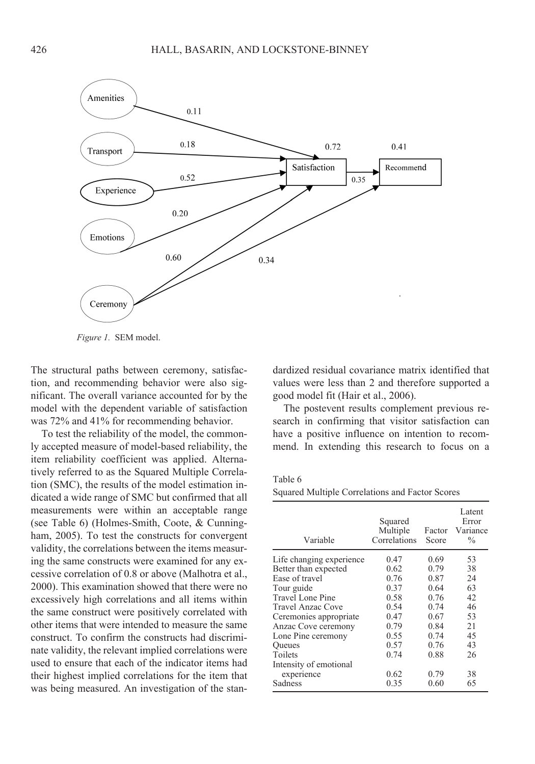*Figure 1.* SEM model.

The structural paths between ceremony, satisfaction, and recommending behavior were also significant. The overall variance accounted for by the model with the dependent variable of satisfaction was 72% and 41% for recommending behavior.

To test the reliability of the model, the commonly accepted measure of model-based reliability, the item reliability coefficient was applied. Alternatively referred to as the Squared Multiple Correlation (SMC), the results of the model estimation indicated a wide range of SMC but confirmed that all measurements were within an acceptable range (see Table 6) (Holmes-Smith, Coote, & Cunningham, 2005). To test the constructs for convergent validity, the correlations between the items measuring the same constructs were examined for any excessive correlation of 0.8 or above (Malhotra et al., 2000). This examination showed that there were no excessively high correlations and all items within the same construct were positively correlated with other items that were intended to measure the same construct. To confirm the constructs had discriminate validity, the relevant implied correlations were used to ensure that each of the indicator items had their highest implied correlations for the item that was being measured. An investigation of the standardized residual covariance matrix identified that values were less than 2 and therefore supported a good model fit (Hair et al., 2006).

The postevent results complement previous research in confirming that visitor satisfaction can have a positive influence on intention to recommend. In extending this research to focus on a

Table 6
Squared Multiple Correlations and Factor Scores

| Variable | Squared Multiple Correlations | Factor Score | Latent Error Variance % |
|---|---|---|---|
| Life changing experience | 0.47 | 0.69 | 53 |
| Better than expected | 0.62 | 0.79 | 38 |
| Ease of travel | 0.76 | 0.87 | 24 |
| Tour guide | 0.37 | 0.64 | 63 |
| Travel Lone Pine | 0.58 | 0.76 | 42 |
| Travel Anzac Cove | 0.54 | 0.74 | 46 |
| Ceremonies appropriate | 0.47 | 0.67 | 53 |
| Anzac Cove ceremony | 0.79 | 0.84 | 21 |
| Lone Pine ceremony | 0.55 | 0.74 | 45 |
| Queues | 0.57 | 0.76 | 43 |
| Toilets | 0.74 | 0.88 | 26 |
| Intensity of emotional experience | 0.62 | 0.79 | 38 |
| Sadness | 0.35 | 0.60 | 65 |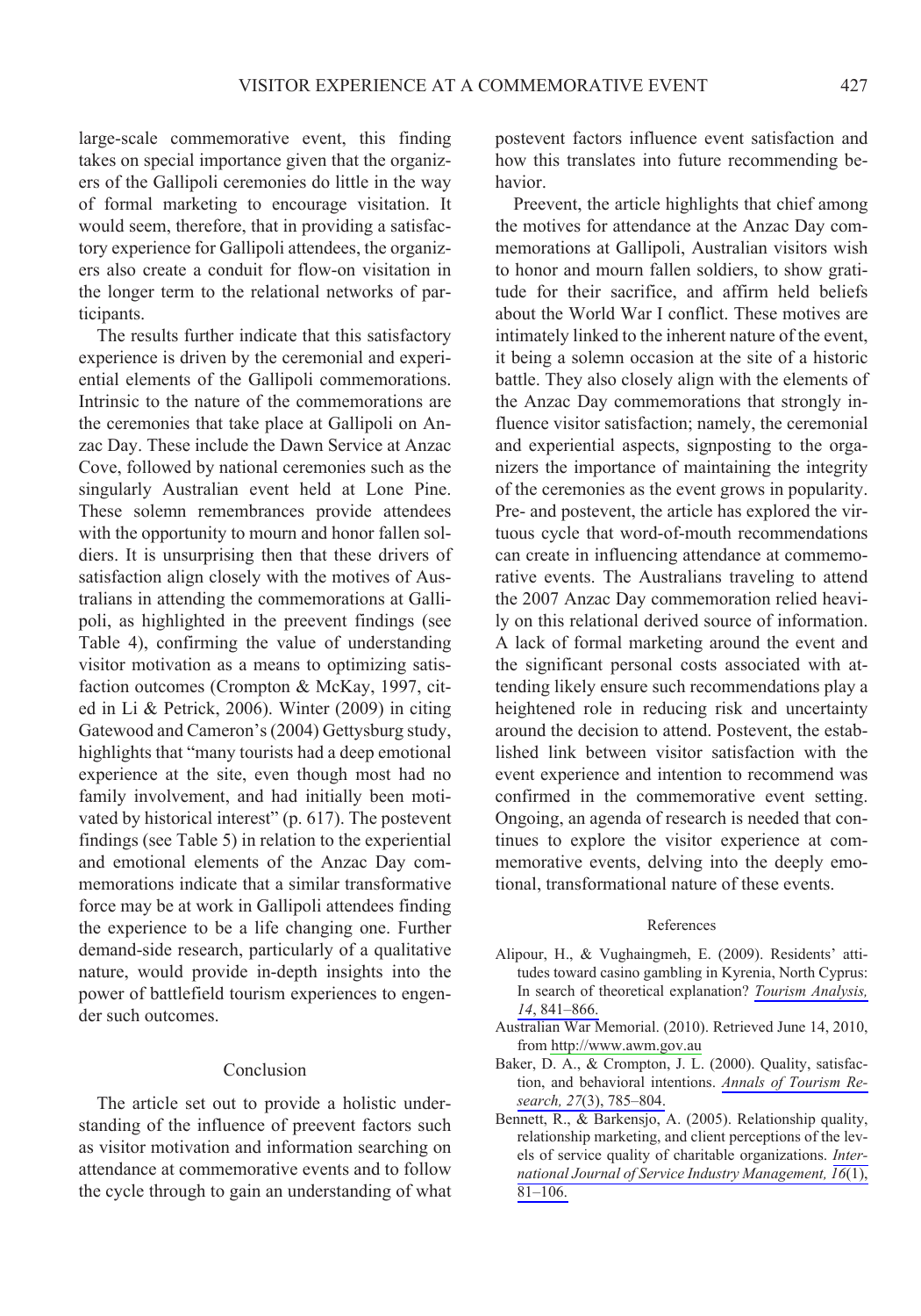large-scale commemorative event, this finding takes on special importance given that the organizers of the Gallipoli ceremonies do little in the way of formal marketing to encourage visitation. It would seem, therefore, that in providing a satisfactory experience for Gallipoli attendees, the organizers also create a conduit for flow-on visitation in the longer term to the relational networks of participants.

The results further indicate that this satisfactory experience is driven by the ceremonial and experiential elements of the Gallipoli commemorations. Intrinsic to the nature of the commemorations are the ceremonies that take place at Gallipoli on Anzac Day. These include the Dawn Service at Anzac Cove, followed by national ceremonies such as the singularly Australian event held at Lone Pine. These solemn remembrances provide attendees with the opportunity to mourn and honor fallen soldiers. It is unsurprising then that these drivers of satisfaction align closely with the motives of Australians in attending the commemorations at Gallipoli, as highlighted in the preevent findings (see Table 4), confirming the value of understanding visitor motivation as a means to optimizing satisfaction outcomes (Crompton & McKay, 1997, cited in Li & Petrick, 2006). Winter (2009) in citing Gatewood and Cameron's (2004) Gettysburg study, highlights that "many tourists had a deep emotional experience at the site, even though most had no family involvement, and had initially been motivated by historical interest" (p. 617). The postevent findings (see Table 5) in relation to the experiential and emotional elements of the Anzac Day commemorations indicate that a similar transformative force may be at work in Gallipoli attendees finding the experience to be a life changing one. Further demand-side research, particularly of a qualitative nature, would provide in-depth insights into the power of battlefield tourism experiences to engender such outcomes.

## Conclusion

The article set out to provide a holistic understanding of the influence of preevent factors such as visitor motivation and information searching on attendance at commemorative events and to follow the cycle through to gain an understanding of what postevent factors influence event satisfaction and how this translates into future recommending behavior.

Preevent, the article highlights that chief among the motives for attendance at the Anzac Day commemorations at Gallipoli, Australian visitors wish to honor and mourn fallen soldiers, to show gratitude for their sacrifice, and affirm held beliefs about the World War I conflict. These motives are intimately linked to the inherent nature of the event, it being a solemn occasion at the site of a historic battle. They also closely align with the elements of the Anzac Day commemorations that strongly influence visitor satisfaction; namely, the ceremonial and experiential aspects, signposting to the organizers the importance of maintaining the integrity of the ceremonies as the event grows in popularity. Pre- and postevent, the article has explored the virtuous cycle that word-of-mouth recommendations can create in influencing attendance at commemorative events. The Australians traveling to attend the 2007 Anzac Day commemoration relied heavily on this relational derived source of information. A lack of formal marketing around the event and the significant personal costs associated with attending likely ensure such recommendations play a heightened role in reducing risk and uncertainty around the decision to attend. Postevent, the established link between visitor satisfaction with the event experience and intention to recommend was confirmed in the commemorative event setting. Ongoing, an agenda of research is needed that continues to explore the visitor experience at commemorative events, delving into the deeply emotional, transformational nature of these events.

## References

Alipour, H., & Vughaingmeh, E. (2009). Residents' attitudes toward casino gambling in Kyrenia, North Cyprus: In search of theoretical explanation? *Tourism Analysis, 14*, 841–866.

Australian War Memorial. (2010). Retrieved June 14, 2010, from http://www.awm.gov.au

Baker, D. A., & Crompton, J. L. (2000). Quality, satisfaction, and behavioral intentions. *Annals of Tourism Research, 27*(3), 785–804.

Bennett, R., & Barkensjo, A. (2005). Relationship quality, relationship marketing, and client perceptions of the levels of service quality of charitable organizations. *International Journal of Service Industry Management, 16*(1), 81–106.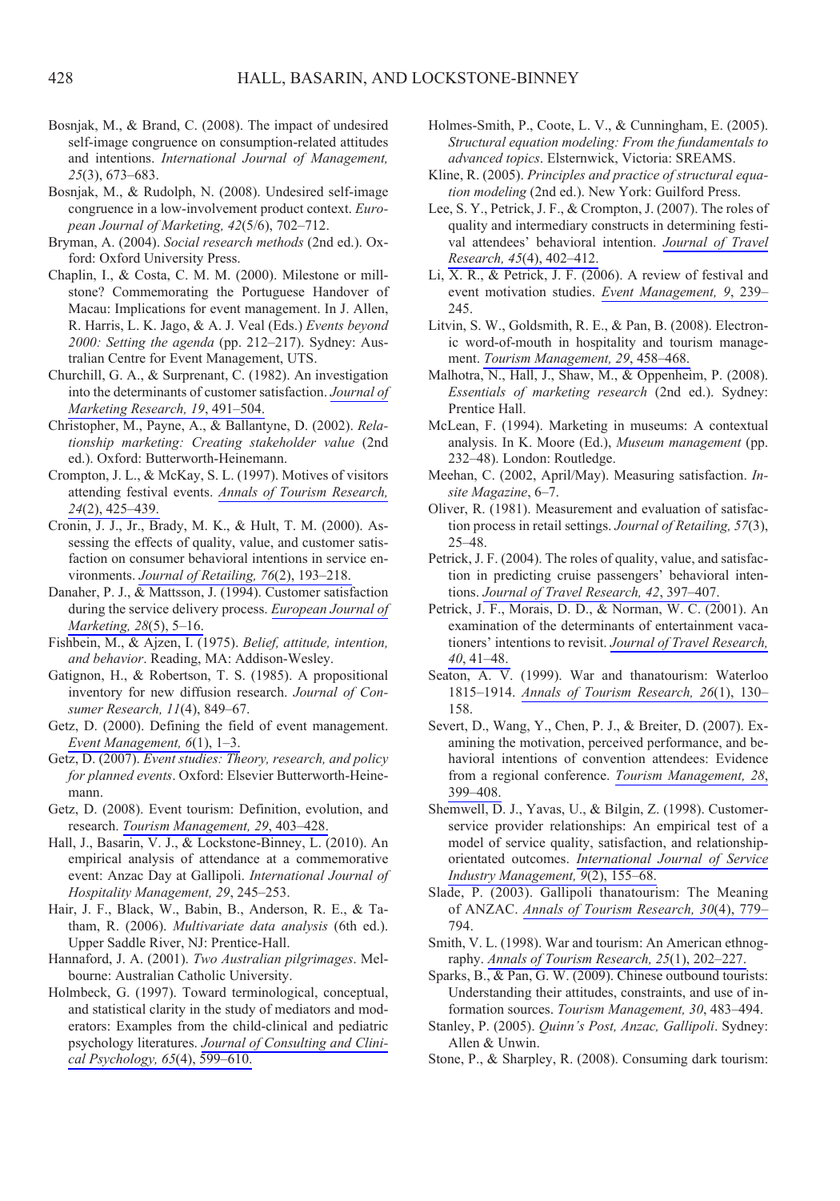Bosnjak, M., & Brand, C. (2008). The impact of undesired self-image congruence on consumption-related attitudes and intentions. *International Journal of Management, 25*(3), 673–683.

Bosnjak, M., & Rudolph, N. (2008). Undesired self-image congruence in a low-involvement product context. *European Journal of Marketing, 42*(5/6), 702–712.

Bryman, A. (2004). *Social research methods* (2nd ed.). Oxford: Oxford University Press.

Chaplin, I., & Costa, C. M. M. (2000). Milestone or millstone? Commemorating the Portuguese Handover of Macau: Implications for event management. In J. Allen, R. Harris, L. K. Jago, & A. J. Veal (Eds.) *Events beyond 2000: Setting the agenda* (pp. 212–217). Sydney: Australian Centre for Event Management, UTS.

Churchill, G. A., & Surprenant, C. (1982). An investigation into the determinants of customer satisfaction. *Journal of Marketing Research, 19*, 491–504.

Christopher, M., Payne, A., & Ballantyne, D. (2002). *Relationship marketing: Creating stakeholder value* (2nd ed.). Oxford: Butterworth-Heinemann.

Crompton, J. L., & McKay, S. L. (1997). Motives of visitors attending festival events. *Annals of Tourism Research, 24*(2), 425–439.

Cronin, J. J., Jr., Brady, M. K., & Hult, T. M. (2000). Assessing the effects of quality, value, and customer satisfaction on consumer behavioral intentions in service environments. *Journal of Retailing, 76*(2), 193–218.

Danaher, P. J., & Mattsson, J. (1994). Customer satisfaction during the service delivery process. *European Journal of Marketing, 28*(5), 5–16.

Fishbein, M., & Ajzen, I. (1975). *Belief, attitude, intention, and behavior*. Reading, MA: Addison-Wesley.

Gatignon, H., & Robertson, T. S. (1985). A propositional inventory for new diffusion research. *Journal of Consumer Research, 11*(4), 849–67.

Getz, D. (2000). Defining the field of event management. *Event Management, 6*(1), 1–3.

Getz, D. (2007). *Event studies: Theory, research, and policy for planned events*. Oxford: Elsevier Butterworth-Heinemann.

Getz, D. (2008). Event tourism: Definition, evolution, and research. *Tourism Management, 29*, 403–428.

Hall, J., Basarin, V. J., & Lockstone-Binney, L. (2010). An empirical analysis of attendance at a commemorative event: Anzac Day at Gallipoli. *International Journal of Hospitality Management, 29*, 245–253.

Hair, J. F., Black, W., Babin, B., Anderson, R. E., & Tatham, R. (2006). *Multivariate data analysis* (6th ed.). Upper Saddle River, NJ: Prentice-Hall.

Hannaford, J. A. (2001). *Two Australian pilgrimages*. Melbourne: Australian Catholic University.

Holmbeck, G. (1997). Toward terminological, conceptual, and statistical clarity in the study of mediators and moderators: Examples from the child-clinical and pediatric psychology literatures. *Journal of Consulting and Clinical Psychology, 65*(4), 599–610.

Holmes-Smith, P., Coote, L. V., & Cunningham, E. (2005). *Structural equation modeling: From the fundamentals to advanced topics*. Elsternwick, Victoria: SREAMS.

Kline, R. (2005). *Principles and practice of structural equation modeling* (2nd ed.). New York: Guilford Press.

Lee, S. Y., Petrick, J. F., & Crompton, J. (2007). The roles of quality and intermediary constructs in determining festival attendees' behavioral intention. *Journal of Travel Research, 45*(4), 402–412.

Li, X. R., & Petrick, J. F. (2006). A review of festival and event motivation studies. *Event Management, 9*, 239–245.

Litvin, S. W., Goldsmith, R. E., & Pan, B. (2008). Electronic word-of-mouth in hospitality and tourism management. *Tourism Management, 29*, 458–468.

Malhotra, N., Hall, J., Shaw, M., & Oppenheim, P. (2008). *Essentials of marketing research* (2nd ed.). Sydney: Prentice Hall.

McLean, F. (1994). Marketing in museums: A contextual analysis. In K. Moore (Ed.), *Museum management* (pp. 232–48). London: Routledge.

Meehan, C. (2002, April/May). Measuring satisfaction. *Insite Magazine*, 6–7.

Oliver, R. (1981). Measurement and evaluation of satisfaction process in retail settings. *Journal of Retailing, 57*(3), 25–48.

Petrick, J. F. (2004). The roles of quality, value, and satisfaction in predicting cruise passengers' behavioral intentions. *Journal of Travel Research, 42*, 397–407.

Petrick, J. F., Morais, D. D., & Norman, W. C. (2001). An examination of the determinants of entertainment vacationers' intentions to revisit. *Journal of Travel Research, 40*, 41–48.

Seaton, A. V. (1999). War and thanatourism: Waterloo 1815–1914. *Annals of Tourism Research, 26*(1), 130–158.

Severt, D., Wang, Y., Chen, P. J., & Breiter, D. (2007). Examining the motivation, perceived performance, and behavioral intentions of convention attendees: Evidence from a regional conference. *Tourism Management, 28*, 399–408.

Shemwell, D. J., Yavas, U., & Bilgin, Z. (1998). Customer-service provider relationships: An empirical test of a model of service quality, satisfaction, and relationship-orientated outcomes. *International Journal of Service Industry Management, 9*(2), 155–68.

Slade, P. (2003). Gallipoli thanatourism: The Meaning of ANZAC. *Annals of Tourism Research, 30*(4), 779–794.

Smith, V. L. (1998). War and tourism: An American ethnography. *Annals of Tourism Research, 25*(1), 202–227.

Sparks, B., & Pan, G. W. (2009). Chinese outbound tourists: Understanding their attitudes, constraints, and use of information sources. *Tourism Management, 30*, 483–494.

Stanley, P. (2005). *Quinn's Post, Anzac, Gallipoli*. Sydney: Allen & Unwin.

Stone, P., & Sharpley, R. (2008). Consuming dark tourism: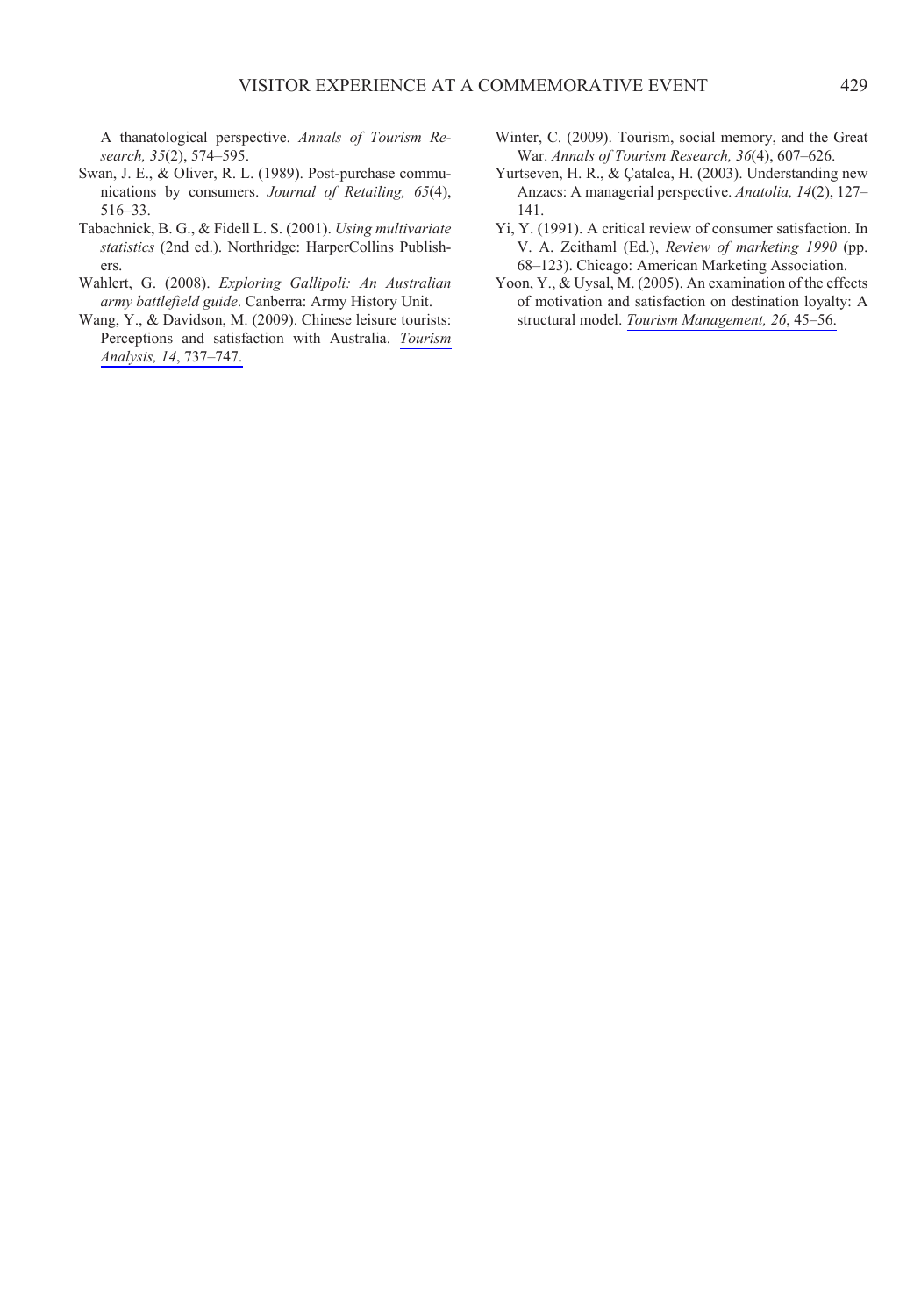A thanatological perspective. *Annals of Tourism Research, 35*(2), 574–595.

Swan, J. E., & Oliver, R. L. (1989). Post-purchase communications by consumers. *Journal of Retailing, 65*(4), 516–33.

Tabachnick, B. G., & Fidell L. S. (2001). *Using multivariate statistics* (2nd ed.). Northridge: HarperCollins Publishers.

Wahlert, G. (2008). *Exploring Gallipoli: An Australian army battlefield guide*. Canberra: Army History Unit.

Wang, Y., & Davidson, M. (2009). Chinese leisure tourists: Perceptions and satisfaction with Australia. *Tourism Analysis, 14*, 737–747.

Winter, C. (2009). Tourism, social memory, and the Great War. *Annals of Tourism Research, 36*(4), 607–626.

Yurtseven, H. R., & Çatalca, H. (2003). Understanding new Anzacs: A managerial perspective. *Anatolia, 14*(2), 127–141.

Yi, Y. (1991). A critical review of consumer satisfaction. In V. A. Zeithaml (Ed.), *Review of marketing 1990* (pp. 68–123). Chicago: American Marketing Association.

Yoon, Y., & Uysal, M. (2005). An examination of the effects of motivation and satisfaction on destination loyalty: A structural model. *Tourism Management, 26*, 45–56.